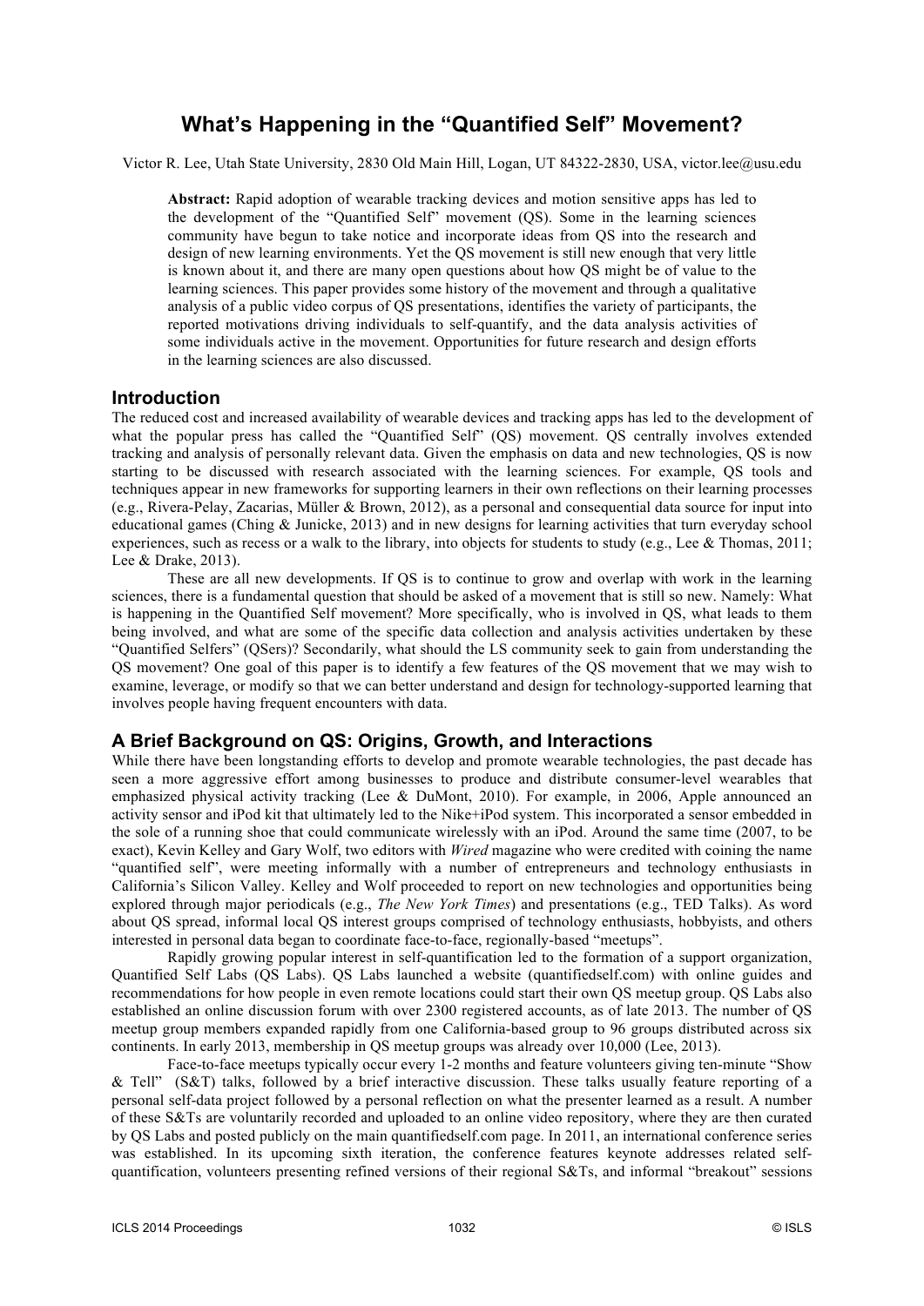# What's Happening in the "Quantified Self" Movement?

Victor R. Lee, Utah State University, 2830 Old Main Hill, Logan, UT 84322-2830, USA, victor.lee@usu.edu

**Abstract:** Rapid adoption of wearable tracking devices and motion sensitive apps has led to the development of the "Quantified Self" movement (QS). Some in the learning sciences community have begun to take notice and incorporate ideas from QS into the research and design of new learning environments. Yet the QS movement is still new enough that very little is known about it, and there are many open questions about how QS might be of value to the learning sciences. This paper provides some history of the movement and through a qualitative analysis of a public video corpus of QS presentations, identifies the variety of participants, the reported motivations driving individuals to self-quantify, and the data analysis activities of some individuals active in the movement. Opportunities for future research and design efforts in the learning sciences are also discussed.

## Introduction

The reduced cost and increased availability of wearable devices and tracking apps has led to the development of what the popular press has called the "Quantified Self" (QS) movement. QS centrally involves extended tracking and analysis of personally relevant data. Given the emphasis on data and new technologies, QS is now starting to be discussed with research associated with the learning sciences. For example, QS tools and techniques appear in new frameworks for supporting learners in their own reflections on their learning processes (e.g., Rivera-Pelay, Zacarias, Müller & Brown, 2012), as a personal and consequential data source for input into educational games (Ching & Junicke, 2013) and in new designs for learning activities that turn everyday school experiences, such as recess or a walk to the library, into objects for students to study (e.g., Lee & Thomas, 2011; Lee & Drake, 2013).

These are all new developments. If QS is to continue to grow and overlap with work in the learning sciences, there is a fundamental question that should be asked of a movement that is still so new. Namely: What is happening in the Quantified Self movement? More specifically, who is involved in QS, what leads to them being involved, and what are some of the specific data collection and analysis activities undertaken by these "Quantified Selfers" (QSers)? Secondarily, what should the LS community seek to gain from understanding the QS movement? One goal of this paper is to identify a few features of the QS movement that we may wish to examine, leverage, or modify so that we can better understand and design for technology-supported learning that involves people having frequent encounters with data.

## A Brief Background on QS: Origins, Growth, and Interactions

While there have been longstanding efforts to develop and promote wearable technologies, the past decade has seen a more aggressive effort among businesses to produce and distribute consumer-level wearables that emphasized physical activity tracking (Lee & DuMont, 2010). For example, in 2006, Apple announced an activity sensor and iPod kit that ultimately led to the Nike+iPod system. This incorporated a sensor embedded in the sole of a running shoe that could communicate wirelessly with an iPod. Around the same time (2007, to be exact), Kevin Kelley and Gary Wolf, two editors with *Wired* magazine who were credited with coining the name "quantified self", were meeting informally with a number of entrepreneurs and technology enthusiasts in California's Silicon Valley. Kelley and Wolf proceeded to report on new technologies and opportunities being explored through major periodicals (e.g., *The New York Times*) and presentations (e.g., TED Talks). As word about QS spread, informal local QS interest groups comprised of technology enthusiasts, hobbyists, and others interested in personal data began to coordinate face-to-face, regionally-based "meetups".

Rapidly growing popular interest in self-quantification led to the formation of a support organization, Quantified Self Labs (QS Labs). QS Labs launched a website (quantifiedself.com) with online guides and recommendations for how people in even remote locations could start their own QS meetup group. QS Labs also established an online discussion forum with over 2300 registered accounts, as of late 2013. The number of QS meetup group members expanded rapidly from one California-based group to 96 groups distributed across six continents. In early 2013, membership in QS meetup groups was already over 10,000 (Lee, 2013).

Face-to-face meetups typically occur every 1-2 months and feature volunteers giving ten-minute "Show & Tell" (S&T) talks, followed by a brief interactive discussion. These talks usually feature reporting of a personal self-data project followed by a personal reflection on what the presenter learned as a result. A number of these S&Ts are voluntarily recorded and uploaded to an online video repository, where they are then curated by QS Labs and posted publicly on the main quantifiedself.com page. In 2011, an international conference series was established. In its upcoming sixth iteration, the conference features keynote addresses related self-quantification, volunteers presenting refined versions of their regional S&Ts, and informal "breakout" sessions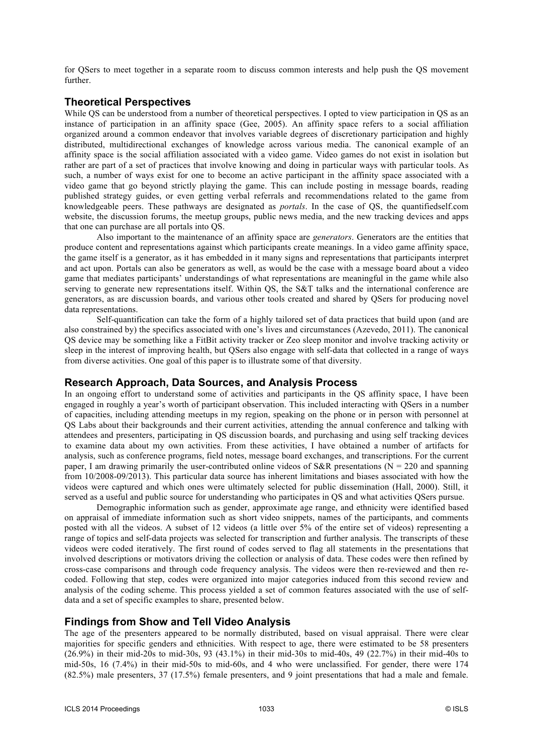for QSers to meet together in a separate room to discuss common interests and help push the QS movement further.

## Theoretical Perspectives

While QS can be understood from a number of theoretical perspectives. I opted to view participation in QS as an instance of participation in an affinity space (Gee, 2005). An affinity space refers to a social affiliation organized around a common endeavor that involves variable degrees of discretionary participation and highly distributed, multidirectional exchanges of knowledge across various media. The canonical example of an affinity space is the social affiliation associated with a video game. Video games do not exist in isolation but rather are part of a set of practices that involve knowing and doing in particular ways with particular tools. As such, a number of ways exist for one to become an active participant in the affinity space associated with a video game that go beyond strictly playing the game. This can include posting in message boards, reading published strategy guides, or even getting verbal referrals and recommendations related to the game from knowledgeable peers. These pathways are designated as *portals*. In the case of QS, the quantifiedself.com website, the discussion forums, the meetup groups, public news media, and the new tracking devices and apps that one can purchase are all portals into QS.

Also important to the maintenance of an affinity space are *generators*. Generators are the entities that produce content and representations against which participants create meanings. In a video game affinity space, the game itself is a generator, as it has embedded in it many signs and representations that participants interpret and act upon. Portals can also be generators as well, as would be the case with a message board about a video game that mediates participants' understandings of what representations are meaningful in the game while also serving to generate new representations itself. Within QS, the S&T talks and the international conference are generators, as are discussion boards, and various other tools created and shared by QSers for producing novel data representations.

Self-quantification can take the form of a highly tailored set of data practices that build upon (and are also constrained by) the specifics associated with one's lives and circumstances (Azevedo, 2011). The canonical QS device may be something like a FitBit activity tracker or Zeo sleep monitor and involve tracking activity or sleep in the interest of improving health, but QSers also engage with self-data that collected in a range of ways from diverse activities. One goal of this paper is to illustrate some of that diversity.

## Research Approach, Data Sources, and Analysis Process

In an ongoing effort to understand some of activities and participants in the QS affinity space, I have been engaged in roughly a year's worth of participant observation. This included interacting with QSers in a number of capacities, including attending meetups in my region, speaking on the phone or in person with personnel at QS Labs about their backgrounds and their current activities, attending the annual conference and talking with attendees and presenters, participating in QS discussion boards, and purchasing and using self tracking devices to examine data about my own activities. From these activities, I have obtained a number of artifacts for analysis, such as conference programs, field notes, message board exchanges, and transcriptions. For the current paper, I am drawing primarily the user-contributed online videos of S&R presentations (N = 220 and spanning from 10/2008-09/2013). This particular data source has inherent limitations and biases associated with how the videos were captured and which ones were ultimately selected for public dissemination (Hall, 2000). Still, it served as a useful and public source for understanding who participates in QS and what activities QSers pursue.

Demographic information such as gender, approximate age range, and ethnicity were identified based on appraisal of immediate information such as short video snippets, names of the participants, and comments posted with all the videos. A subset of 12 videos (a little over 5% of the entire set of videos) representing a range of topics and self-data projects was selected for transcription and further analysis. The transcripts of these videos were coded iteratively. The first round of codes served to flag all statements in the presentations that involved descriptions or motivators driving the collection or analysis of data. These codes were then refined by cross-case comparisons and through code frequency analysis. The videos were then re-reviewed and then re-coded. Following that step, codes were organized into major categories induced from this second review and analysis of the coding scheme. This process yielded a set of common features associated with the use of self-data and a set of specific examples to share, presented below.

## Findings from Show and Tell Video Analysis

The age of the presenters appeared to be normally distributed, based on visual appraisal. There were clear majorities for specific genders and ethnicities. With respect to age, there were estimated to be 58 presenters (26.9%) in their mid-20s to mid-30s, 93 (43.1%) in their mid-30s to mid-40s, 49 (22.7%) in their mid-40s to mid-50s, 16 (7.4%) in their mid-50s to mid-60s, and 4 who were unclassified. For gender, there were 174 (82.5%) male presenters, 37 (17.5%) female presenters, and 9 joint presentations that had a male and female.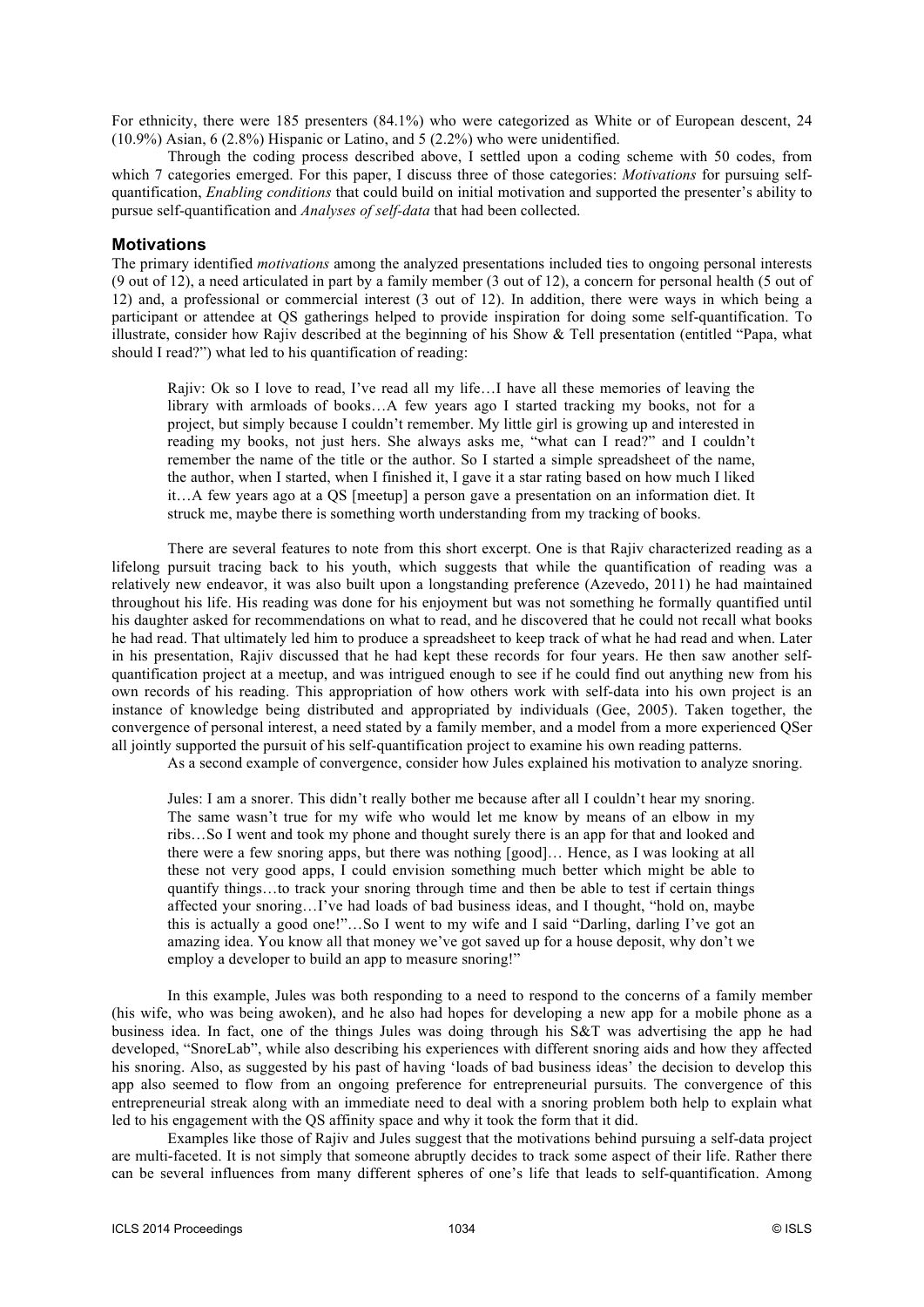For ethnicity, there were 185 presenters (84.1%) who were categorized as White or of European descent, 24 (10.9%) Asian, 6 (2.8%) Hispanic or Latino, and 5 (2.2%) who were unidentified.

Through the coding process described above, I settled upon a coding scheme with 50 codes, from which 7 categories emerged. For this paper, I discuss three of those categories: *Motivations* for pursuing self-quantification, *Enabling conditions* that could build on initial motivation and supported the presenter's ability to pursue self-quantification and *Analyses of self-data* that had been collected.

## Motivations

The primary identified *motivations* among the analyzed presentations included ties to ongoing personal interests (9 out of 12), a need articulated in part by a family member (3 out of 12), a concern for personal health (5 out of 12) and, a professional or commercial interest (3 out of 12). In addition, there were ways in which being a participant or attendee at QS gatherings helped to provide inspiration for doing some self-quantification. To illustrate, consider how Rajiv described at the beginning of his Show & Tell presentation (entitled "Papa, what should I read?") what led to his quantification of reading:

> Rajiv: Ok so I love to read, I've read all my life…I have all these memories of leaving the library with armloads of books…A few years ago I started tracking my books, not for a project, but simply because I couldn't remember. My little girl is growing up and interested in reading my books, not just hers. She always asks me, "what can I read?" and I couldn't remember the name of the title or the author. So I started a simple spreadsheet of the name, the author, when I started, when I finished it, I gave it a star rating based on how much I liked it…A few years ago at a QS [meetup] a person gave a presentation on an information diet. It struck me, maybe there is something worth understanding from my tracking of books.

There are several features to note from this short excerpt. One is that Rajiv characterized reading as a lifelong pursuit tracing back to his youth, which suggests that while the quantification of reading was a relatively new endeavor, it was also built upon a longstanding preference (Azevedo, 2011) he had maintained throughout his life. His reading was done for his enjoyment but was not something he formally quantified until his daughter asked for recommendations on what to read, and he discovered that he could not recall what books he had read. That ultimately led him to produce a spreadsheet to keep track of what he had read and when. Later in his presentation, Rajiv discussed that he had kept these records for four years. He then saw another self-quantification project at a meetup, and was intrigued enough to see if he could find out anything new from his own records of his reading. This appropriation of how others work with self-data into his own project is an instance of knowledge being distributed and appropriated by individuals (Gee, 2005). Taken together, the convergence of personal interest, a need stated by a family member, and a model from a more experienced QSer all jointly supported the pursuit of his self-quantification project to examine his own reading patterns.

As a second example of convergence, consider how Jules explained his motivation to analyze snoring.

> Jules: I am a snorer. This didn't really bother me because after all I couldn't hear my snoring. The same wasn't true for my wife who would let me know by means of an elbow in my ribs…So I went and took my phone and thought surely there is an app for that and looked and there were a few snoring apps, but there was nothing [good]… Hence, as I was looking at all these not very good apps, I could envision something much better which might be able to quantify things…to track your snoring through time and then be able to test if certain things affected your snoring…I've had loads of bad business ideas, and I thought, "hold on, maybe this is actually a good one!"…So I went to my wife and I said "Darling, darling I've got an amazing idea. You know all that money we've got saved up for a house deposit, why don't we employ a developer to build an app to measure snoring!"

In this example, Jules was both responding to a need to respond to the concerns of a family member (his wife, who was being awoken), and he also had hopes for developing a new app for a mobile phone as a business idea. In fact, one of the things Jules was doing through his S&T was advertising the app he had developed, "SnoreLab", while also describing his experiences with different snoring aids and how they affected his snoring. Also, as suggested by his past of having 'loads of bad business ideas' the decision to develop this app also seemed to flow from an ongoing preference for entrepreneurial pursuits. The convergence of this entrepreneurial streak along with an immediate need to deal with a snoring problem both help to explain what led to his engagement with the QS affinity space and why it took the form that it did.

Examples like those of Rajiv and Jules suggest that the motivations behind pursuing a self-data project are multi-faceted. It is not simply that someone abruptly decides to track some aspect of their life. Rather there can be several influences from many different spheres of one's life that leads to self-quantification. Among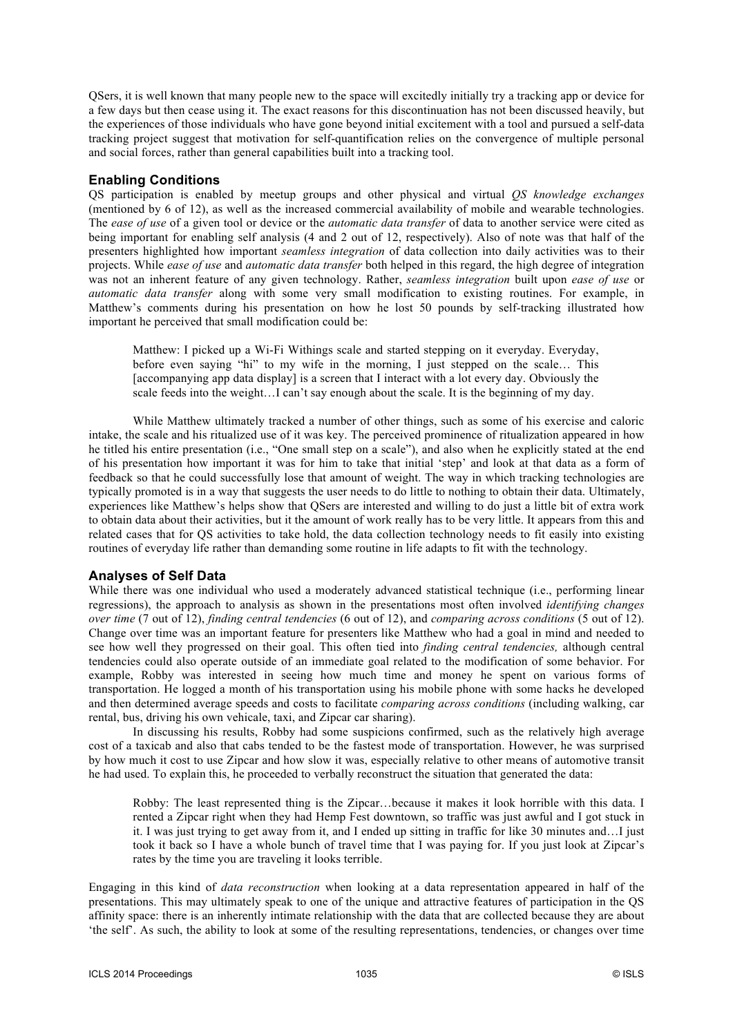QSers, it is well known that many people new to the space will excitedly initially try a tracking app or device for a few days but then cease using it. The exact reasons for this discontinuation has not been discussed heavily, but the experiences of those individuals who have gone beyond initial excitement with a tool and pursued a self-data tracking project suggest that motivation for self-quantification relies on the convergence of multiple personal and social forces, rather than general capabilities built into a tracking tool.

### Enabling Conditions

QS participation is enabled by meetup groups and other physical and virtual *QS knowledge exchanges* (mentioned by 6 of 12), as well as the increased commercial availability of mobile and wearable technologies. The *ease of use* of a given tool or device or the *automatic data transfer* of data to another service were cited as being important for enabling self analysis (4 and 2 out of 12, respectively). Also of note was that half of the presenters highlighted how important *seamless integration* of data collection into daily activities was to their projects. While *ease of use* and *automatic data transfer* both helped in this regard, the high degree of integration was not an inherent feature of any given technology. Rather, *seamless integration* built upon *ease of use* or *automatic data transfer* along with some very small modification to existing routines. For example, in Matthew's comments during his presentation on how he lost 50 pounds by self-tracking illustrated how important he perceived that small modification could be:

> Matthew: I picked up a Wi-Fi Withings scale and started stepping on it everyday. Everyday, before even saying "hi" to my wife in the morning, I just stepped on the scale… This [accompanying app data display] is a screen that I interact with a lot every day. Obviously the scale feeds into the weight…I can't say enough about the scale. It is the beginning of my day.

While Matthew ultimately tracked a number of other things, such as some of his exercise and caloric intake, the scale and his ritualized use of it was key. The perceived prominence of ritualization appeared in how he titled his entire presentation (i.e., "One small step on a scale"), and also when he explicitly stated at the end of his presentation how important it was for him to take that initial 'step' and look at that data as a form of feedback so that he could successfully lose that amount of weight. The way in which tracking technologies are typically promoted is in a way that suggests the user needs to do little to nothing to obtain their data. Ultimately, experiences like Matthew's helps show that QSers are interested and willing to do just a little bit of extra work to obtain data about their activities, but it the amount of work really has to be very little. It appears from this and related cases that for QS activities to take hold, the data collection technology needs to fit easily into existing routines of everyday life rather than demanding some routine in life adapts to fit with the technology.

### Analyses of Self Data

While there was one individual who used a moderately advanced statistical technique (i.e., performing linear regressions), the approach to analysis as shown in the presentations most often involved *identifying changes over time* (7 out of 12), *finding central tendencies* (6 out of 12), and *comparing across conditions* (5 out of 12). Change over time was an important feature for presenters like Matthew who had a goal in mind and needed to see how well they progressed on their goal. This often tied into *finding central tendencies,* although central tendencies could also operate outside of an immediate goal related to the modification of some behavior. For example, Robby was interested in seeing how much time and money he spent on various forms of transportation. He logged a month of his transportation using his mobile phone with some hacks he developed and then determined average speeds and costs to facilitate *comparing across conditions* (including walking, car rental, bus, driving his own vehicale, taxi, and Zipcar car sharing).

In discussing his results, Robby had some suspicions confirmed, such as the relatively high average cost of a taxicab and also that cabs tended to be the fastest mode of transportation. However, he was surprised by how much it cost to use Zipcar and how slow it was, especially relative to other means of automotive transit he had used. To explain this, he proceeded to verbally reconstruct the situation that generated the data:

> Robby: The least represented thing is the Zipcar…because it makes it look horrible with this data. I rented a Zipcar right when they had Hemp Fest downtown, so traffic was just awful and I got stuck in it. I was just trying to get away from it, and I ended up sitting in traffic for like 30 minutes and…I just took it back so I have a whole bunch of travel time that I was paying for. If you just look at Zipcar's rates by the time you are traveling it looks terrible.

Engaging in this kind of *data reconstruction* when looking at a data representation appeared in half of the presentations. This may ultimately speak to one of the unique and attractive features of participation in the QS affinity space: there is an inherently intimate relationship with the data that are collected because they are about 'the self'. As such, the ability to look at some of the resulting representations, tendencies, or changes over time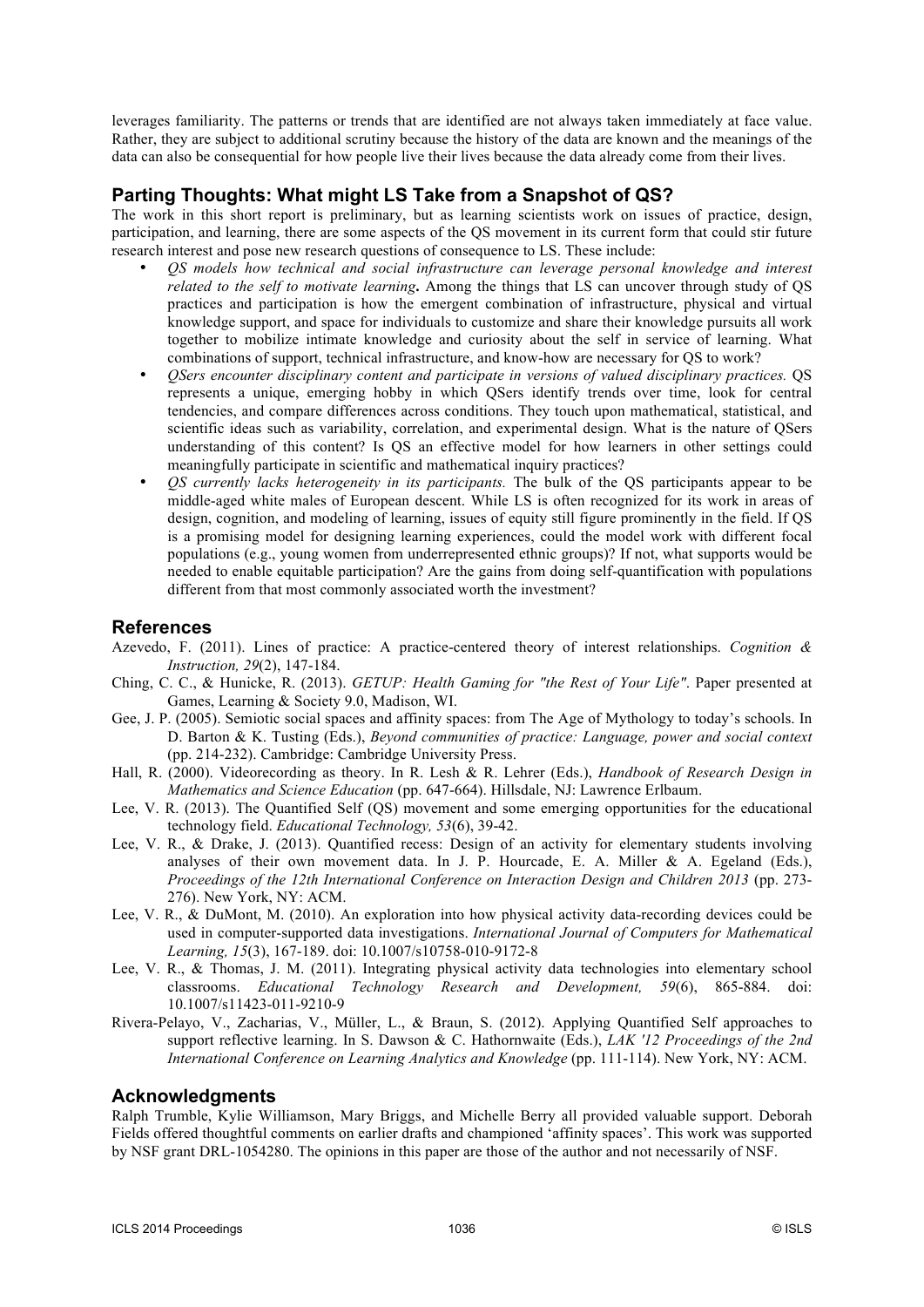leverages familiarity. The patterns or trends that are identified are not always taken immediately at face value. Rather, they are subject to additional scrutiny because the history of the data are known and the meanings of the data can also be consequential for how people live their lives because the data already come from their lives.

## Parting Thoughts: What might LS Take from a Snapshot of QS?

The work in this short report is preliminary, but as learning scientists work on issues of practice, design, participation, and learning, there are some aspects of the QS movement in its current form that could stir future research interest and pose new research questions of consequence to LS. These include:

- *QS models how technical and social infrastructure can leverage personal knowledge and interest related to the self to motivate learning***.** Among the things that LS can uncover through study of QS practices and participation is how the emergent combination of infrastructure, physical and virtual knowledge support, and space for individuals to customize and share their knowledge pursuits all work together to mobilize intimate knowledge and curiosity about the self in service of learning. What combinations of support, technical infrastructure, and know-how are necessary for QS to work?
- *QSers encounter disciplinary content and participate in versions of valued disciplinary practices.* QS represents a unique, emerging hobby in which QSers identify trends over time, look for central tendencies, and compare differences across conditions. They touch upon mathematical, statistical, and scientific ideas such as variability, correlation, and experimental design. What is the nature of QSers understanding of this content? Is QS an effective model for how learners in other settings could meaningfully participate in scientific and mathematical inquiry practices?
- *QS currently lacks heterogeneity in its participants.* The bulk of the QS participants appear to be middle-aged white males of European descent. While LS is often recognized for its work in areas of design, cognition, and modeling of learning, issues of equity still figure prominently in the field. If QS is a promising model for designing learning experiences, could the model work with different focal populations (e.g., young women from underrepresented ethnic groups)? If not, what supports would be needed to enable equitable participation? Are the gains from doing self-quantification with populations different from that most commonly associated worth the investment?

## References

Azevedo, F. (2011). Lines of practice: A practice-centered theory of interest relationships. *Cognition & Instruction, 29*(2), 147-184.

Ching, C. C., & Hunicke, R. (2013). *GETUP: Health Gaming for "the Rest of Your Life"*. Paper presented at Games, Learning & Society 9.0, Madison, WI.

Gee, J. P. (2005). Semiotic social spaces and affinity spaces: from The Age of Mythology to today's schools. In D. Barton & K. Tusting (Eds.), *Beyond communities of practice: Language, power and social context* (pp. 214-232). Cambridge: Cambridge University Press.

Hall, R. (2000). Videorecording as theory. In R. Lesh & R. Lehrer (Eds.), *Handbook of Research Design in Mathematics and Science Education* (pp. 647-664). Hillsdale, NJ: Lawrence Erlbaum.

Lee, V. R. (2013). The Quantified Self (QS) movement and some emerging opportunities for the educational technology field. *Educational Technology, 53*(6), 39-42.

Lee, V. R., & Drake, J. (2013). Quantified recess: Design of an activity for elementary students involving analyses of their own movement data. In J. P. Hourcade, E. A. Miller & A. Egeland (Eds.), *Proceedings of the 12th International Conference on Interaction Design and Children 2013* (pp. 273-276). New York, NY: ACM.

Lee, V. R., & DuMont, M. (2010). An exploration into how physical activity data-recording devices could be used in computer-supported data investigations. *International Journal of Computers for Mathematical Learning, 15*(3), 167-189. doi: 10.1007/s10758-010-9172-8

Lee, V. R., & Thomas, J. M. (2011). Integrating physical activity data technologies into elementary school classrooms. *Educational Technology Research and Development, 59*(6), 865-884. doi: 10.1007/s11423-011-9210-9

Rivera-Pelayo, V., Zacharias, V., Müller, L., & Braun, S. (2012). Applying Quantified Self approaches to support reflective learning. In S. Dawson & C. Hathornwaite (Eds.), *LAK '12 Proceedings of the 2nd International Conference on Learning Analytics and Knowledge* (pp. 111-114). New York, NY: ACM.

## Acknowledgments

Ralph Trumble, Kylie Williamson, Mary Briggs, and Michelle Berry all provided valuable support. Deborah Fields offered thoughtful comments on earlier drafts and championed 'affinity spaces'. This work was supported by NSF grant DRL-1054280. The opinions in this paper are those of the author and not necessarily of NSF.